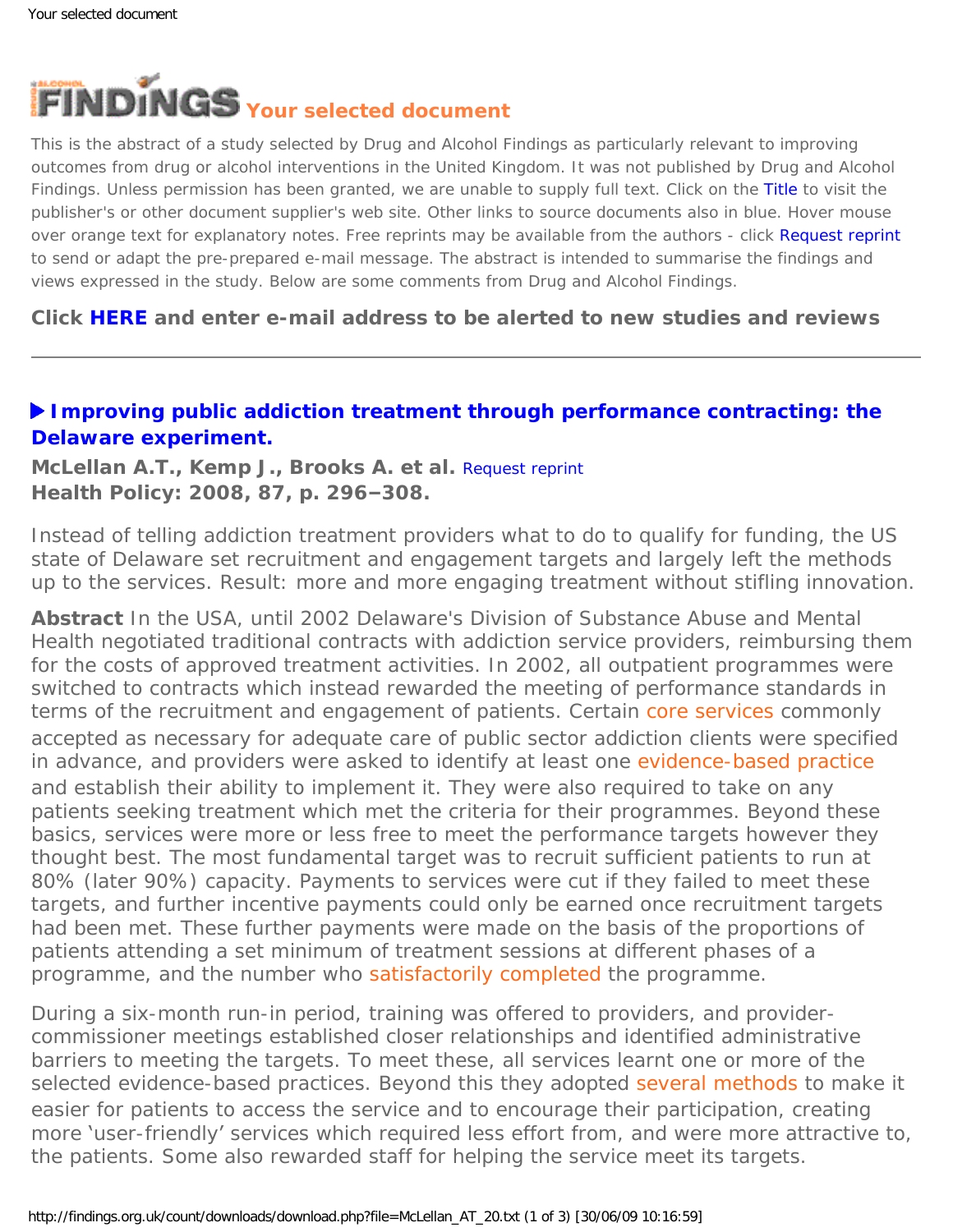# FINDINGS Your selected document

This is the abstract of a study selected by Drug and Alcohol Findings as particularly relevant to improving outcomes from drug or alcohol interventions in the United Kingdom. It was not published by Drug and Alcohol Findings. Unless permission has been granted, we are unable to supply full text. Click on the Title to visit the publisher's or other document supplier's web site. Other links to source documents also in blue. Hover mouse over orange text for explanatory notes. Free reprints may be available from the authors - click Request reprint to send or adapt the pre-prepared e-mail message. The abstract is intended to summarise the findings and views expressed in the study. Below are some comments from Drug and Alcohol Findings.

**Click HERE and enter e-mail address to be alerted to new studies and reviews**

---

## ▶ Improving public addiction treatment through performance contracting: the Delaware experiment.

**McLellan A.T., Kemp J., Brooks A. et al.** Request reprint
**Health Policy: 2008, 87, p. 296–308.**

Instead of telling addiction treatment providers what to do to qualify for funding, the US state of Delaware set recruitment and engagement targets and largely left the methods up to the services. Result: more and more engaging treatment without stifling innovation.

**Abstract** In the USA, until 2002 Delaware's Division of Substance Abuse and Mental Health negotiated traditional contracts with addiction service providers, reimbursing them for the costs of approved treatment activities. In 2002, all outpatient programmes were switched to contracts which instead rewarded the meeting of performance standards in terms of the recruitment and engagement of patients. Certain core services commonly accepted as necessary for adequate care of public sector addiction clients were specified in advance, and providers were asked to identify at least one evidence-based practice and establish their ability to implement it. They were also required to take on any patients seeking treatment which met the criteria for their programmes. Beyond these basics, services were more or less free to meet the performance targets however they thought best. The most fundamental target was to recruit sufficient patients to run at 80% (later 90%) capacity. Payments to services were cut if they failed to meet these targets, and further incentive payments could only be earned once recruitment targets had been met. These further payments were made on the basis of the proportions of patients attending a set minimum of treatment sessions at different phases of a programme, and the number who satisfactorily completed the programme.

During a six-month run-in period, training was offered to providers, and provider-commissioner meetings established closer relationships and identified administrative barriers to meeting the targets. To meet these, all services learnt one or more of the selected evidence-based practices. Beyond this they adopted several methods to make it easier for patients to access the service and to encourage their participation, creating more 'user-friendly' services which required less effort from, and were more attractive to, the patients. Some also rewarded staff for helping the service meet its targets.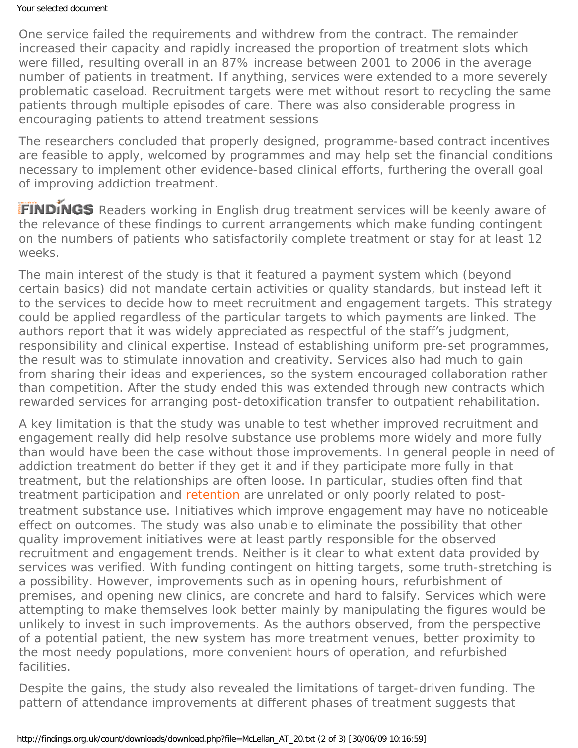One service failed the requirements and withdrew from the contract. The remainder increased their capacity and rapidly increased the proportion of treatment slots which were filled, resulting overall in an 87% increase between 2001 to 2006 in the average number of patients in treatment. If anything, services were extended to a more severely problematic caseload. Recruitment targets were met without resort to recycling the same patients through multiple episodes of care. There was also considerable progress in encouraging patients to attend treatment sessions

The researchers concluded that properly designed, programme-based contract incentives are feasible to apply, welcomed by programmes and may help set the financial conditions necessary to implement other evidence-based clinical efforts, furthering the overall goal of improving addiction treatment.

**FINDINGS** Readers working in English drug treatment services will be keenly aware of the relevance of these findings to current arrangements which make funding contingent on the numbers of patients who satisfactorily complete treatment or stay for at least 12 weeks.

The main interest of the study is that it featured a payment system which (beyond certain basics) did not mandate certain activities or quality standards, but instead left it to the services to decide how to meet recruitment and engagement targets. This strategy could be applied regardless of the particular targets to which payments are linked. The authors report that it was widely appreciated as respectful of the staff's judgment, responsibility and clinical expertise. Instead of establishing uniform pre-set programmes, the result was to stimulate innovation and creativity. Services also had much to gain from sharing their ideas and experiences, so the system encouraged collaboration rather than competition. After the study ended this was extended through new contracts which rewarded services for arranging post-detoxification transfer to outpatient rehabilitation.

A key limitation is that the study was unable to test whether improved recruitment and engagement really did help resolve substance use problems more widely and more fully than would have been the case without those improvements. In general people in need of addiction treatment do better if they get it and if they participate more fully in that treatment, but the relationships are often loose. In particular, studies often find that treatment participation and retention are unrelated or only poorly related to post-treatment substance use. Initiatives which improve engagement may have no noticeable effect on outcomes. The study was also unable to eliminate the possibility that other quality improvement initiatives were at least partly responsible for the observed recruitment and engagement trends. Neither is it clear to what extent data provided by services was verified. With funding contingent on hitting targets, some truth-stretching is a possibility. However, improvements such as in opening hours, refurbishment of premises, and opening new clinics, are concrete and hard to falsify. Services which were attempting to make themselves look better mainly by manipulating the figures would be unlikely to invest in such improvements. As the authors observed, from the perspective of a potential patient, the new system has more treatment venues, better proximity to the most needy populations, more convenient hours of operation, and refurbished facilities.

Despite the gains, the study also revealed the limitations of target-driven funding. The pattern of attendance improvements at different phases of treatment suggests that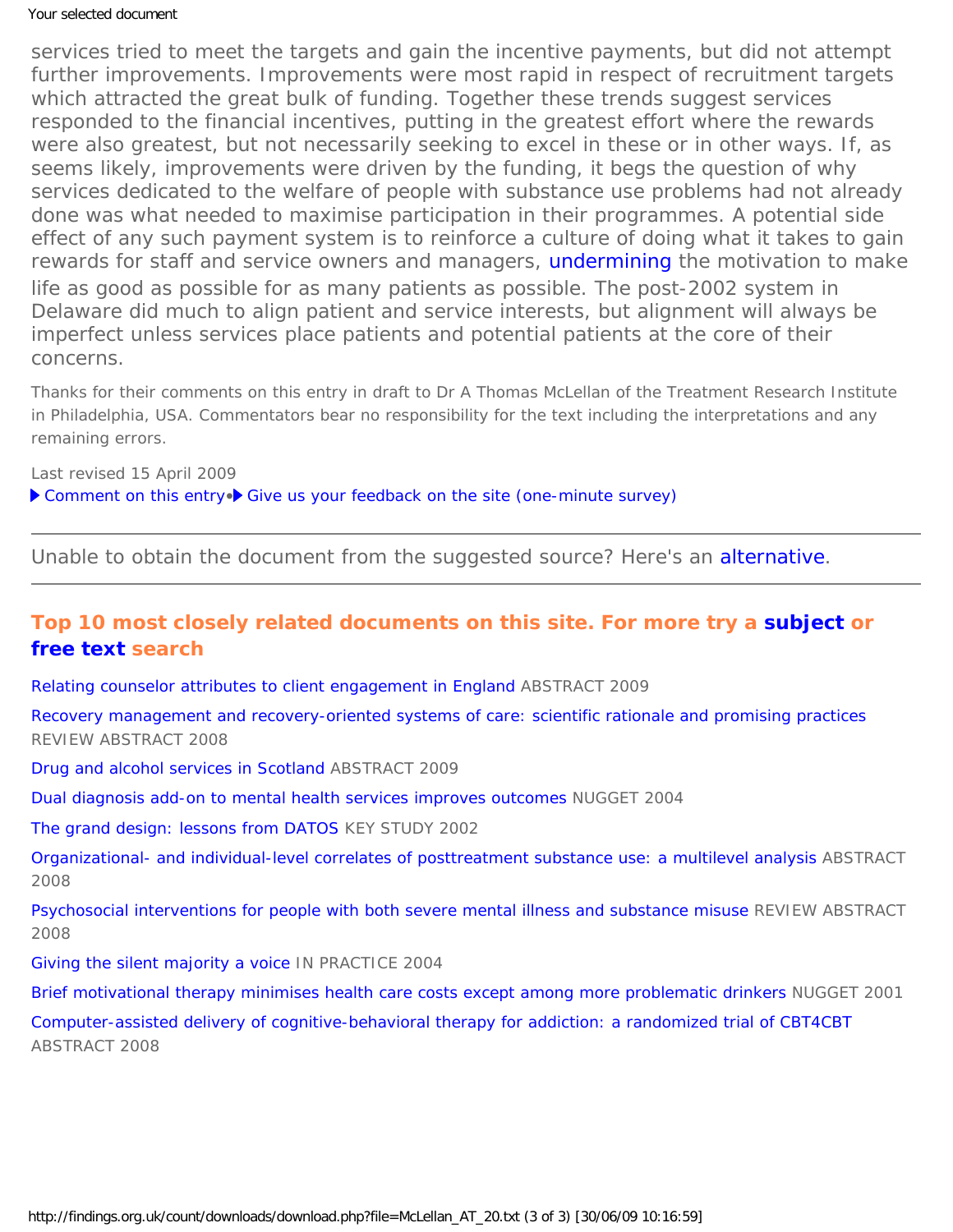services tried to meet the targets and gain the incentive payments, but did not attempt further improvements. Improvements were most rapid in respect of recruitment targets which attracted the great bulk of funding. Together these trends suggest services responded to the financial incentives, putting in the greatest effort where the rewards were also greatest, but not necessarily seeking to excel in these or in other ways. If, as seems likely, improvements were driven by the funding, it begs the question of why services dedicated to the welfare of people with substance use problems had not already done was what needed to maximise participation in their programmes. A potential side effect of any such payment system is to reinforce a culture of doing what it takes to gain rewards for staff and service owners and managers, undermining the motivation to make life as good as possible for as many patients as possible. The post-2002 system in Delaware did much to align patient and service interests, but alignment will always be imperfect unless services place patients and potential patients at the core of their concerns.

Thanks for their comments on this entry in draft to Dr A Thomas McLellan of the Treatment Research Institute in Philadelphia, USA. Commentators bear no responsibility for the text including the interpretations and any remaining errors.

Last revised 15 April 2009

▶ Comment on this entry • ▶ Give us your feedback on the site (one-minute survey)

---

Unable to obtain the document from the suggested source? Here's an alternative.

---

### Top 10 most closely related documents on this site. For more try a subject or free text search

Relating counselor attributes to client engagement in England ABSTRACT 2009

Recovery management and recovery-oriented systems of care: scientific rationale and promising practices REVIEW ABSTRACT 2008

Drug and alcohol services in Scotland ABSTRACT 2009

Dual diagnosis add-on to mental health services improves outcomes NUGGET 2004

The grand design: lessons from DATOS KEY STUDY 2002

Organizational- and individual-level correlates of posttreatment substance use: a multilevel analysis ABSTRACT 2008

Psychosocial interventions for people with both severe mental illness and substance misuse REVIEW ABSTRACT 2008

Giving the silent majority a voice IN PRACTICE 2004

Brief motivational therapy minimises health care costs except among more problematic drinkers NUGGET 2001

Computer-assisted delivery of cognitive-behavioral therapy for addiction: a randomized trial of CBT4CBT ABSTRACT 2008